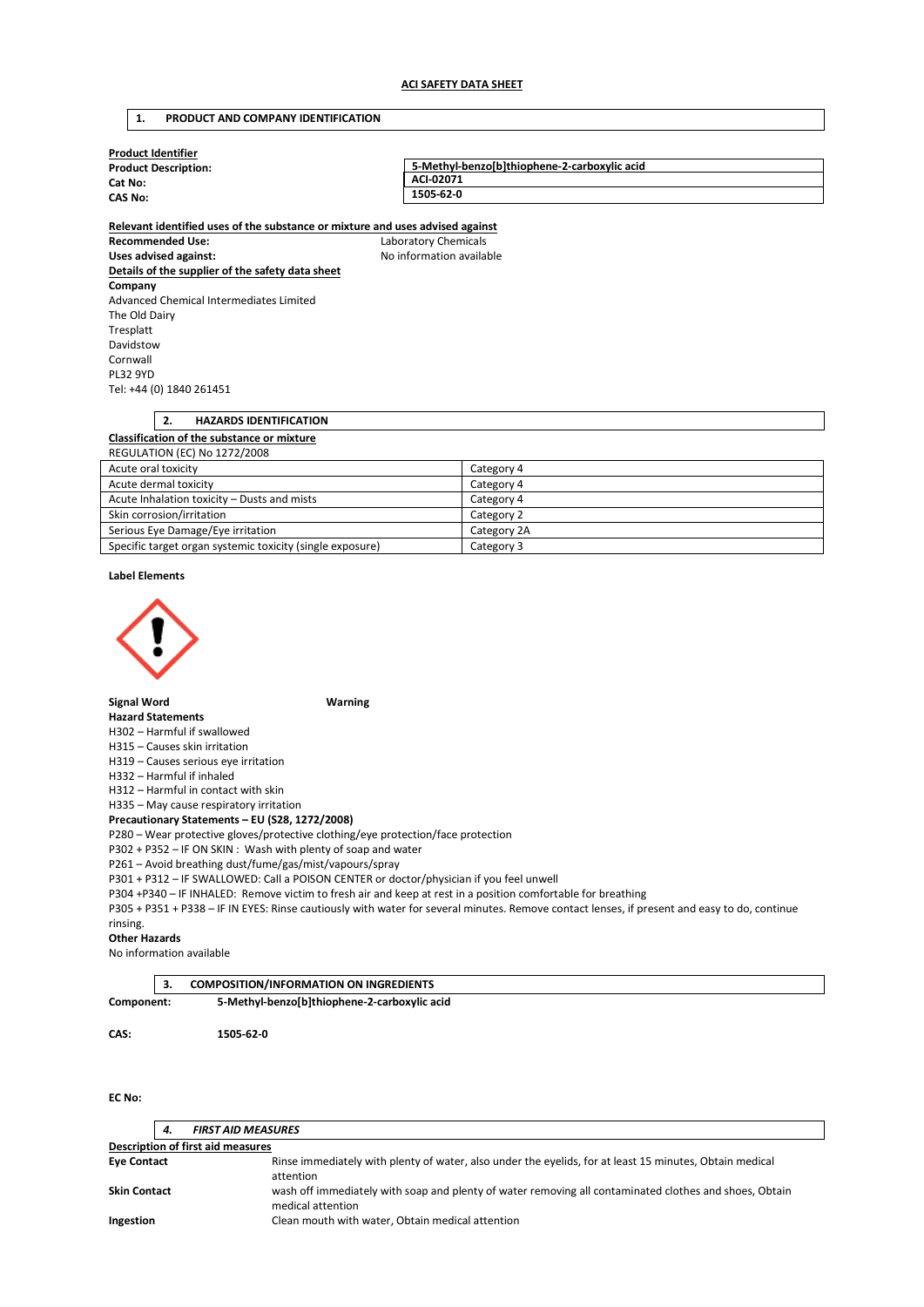**ACI SAFETY DATA SHEET**

## 1. PRODUCT AND COMPANY IDENTIFICATION

**Product Identifier**

| | |
|---|---|
| **Product Description:** | **5-Methyl-benzo[b]thiophene-2-carboxylic acid** |
| **Cat No:** | **ACI-02071** |
| **CAS No:** | **1505-62-0** |

**Relevant identified uses of the substance or mixture and uses advised against**

**Recommended Use:** Laboratory Chemicals
**Uses advised against:** No information available

**Details of the supplier of the safety data sheet**

**Company**
Advanced Chemical Intermediates Limited
The Old Dairy
Tresplatt
Davidstow
Cornwall
PL32 9YD
Tel: +44 (0) 1840 261451

## 2. HAZARDS IDENTIFICATION

**Classification of the substance or mixture**

REGULATION (EC) No 1272/2008

| | |
|---|---|
| Acute oral toxicity | Category 4 |
| Acute dermal toxicity | Category 4 |
| Acute Inhalation toxicity – Dusts and mists | Category 4 |
| Skin corrosion/irritation | Category 2 |
| Serious Eye Damage/Eye irritation | Category 2A |
| Specific target organ systemic toxicity (single exposure) | Category 3 |

**Label Elements**

**Signal Word** **Warning**

**Hazard Statements**
H302 – Harmful if swallowed
H315 – Causes skin irritation
H319 – Causes serious eye irritation
H332 – Harmful if inhaled
H312 – Harmful in contact with skin
H335 – May cause respiratory irritation

**Precautionary Statements – EU (S28, 1272/2008)**
P280 – Wear protective gloves/protective clothing/eye protection/face protection
P302 + P352 – IF ON SKIN : Wash with plenty of soap and water
P261 – Avoid breathing dust/fume/gas/mist/vapours/spray
P301 + P312 – IF SWALLOWED: Call a POISON CENTER or doctor/physician if you feel unwell
P304 +P340 – IF INHALED: Remove victim to fresh air and keep at rest in a position comfortable for breathing
P305 + P351 + P338 – IF IN EYES: Rinse cautiously with water for several minutes. Remove contact lenses, if present and easy to do, continue rinsing.

**Other Hazards**
No information available

## 3. COMPOSITION/INFORMATION ON INGREDIENTS

**Component:** **5-Methyl-benzo[b]thiophene-2-carboxylic acid**

**CAS:** **1505-62-0**

**EC No:**

## 4. *FIRST AID MEASURES*

**Description of first aid measures**

| | |
|---|---|
| **Eye Contact** | Rinse immediately with plenty of water, also under the eyelids, for at least 15 minutes, Obtain medical attention |
| **Skin Contact** | wash off immediately with soap and plenty of water removing all contaminated clothes and shoes, Obtain medical attention |
| **Ingestion** | Clean mouth with water, Obtain medical attention |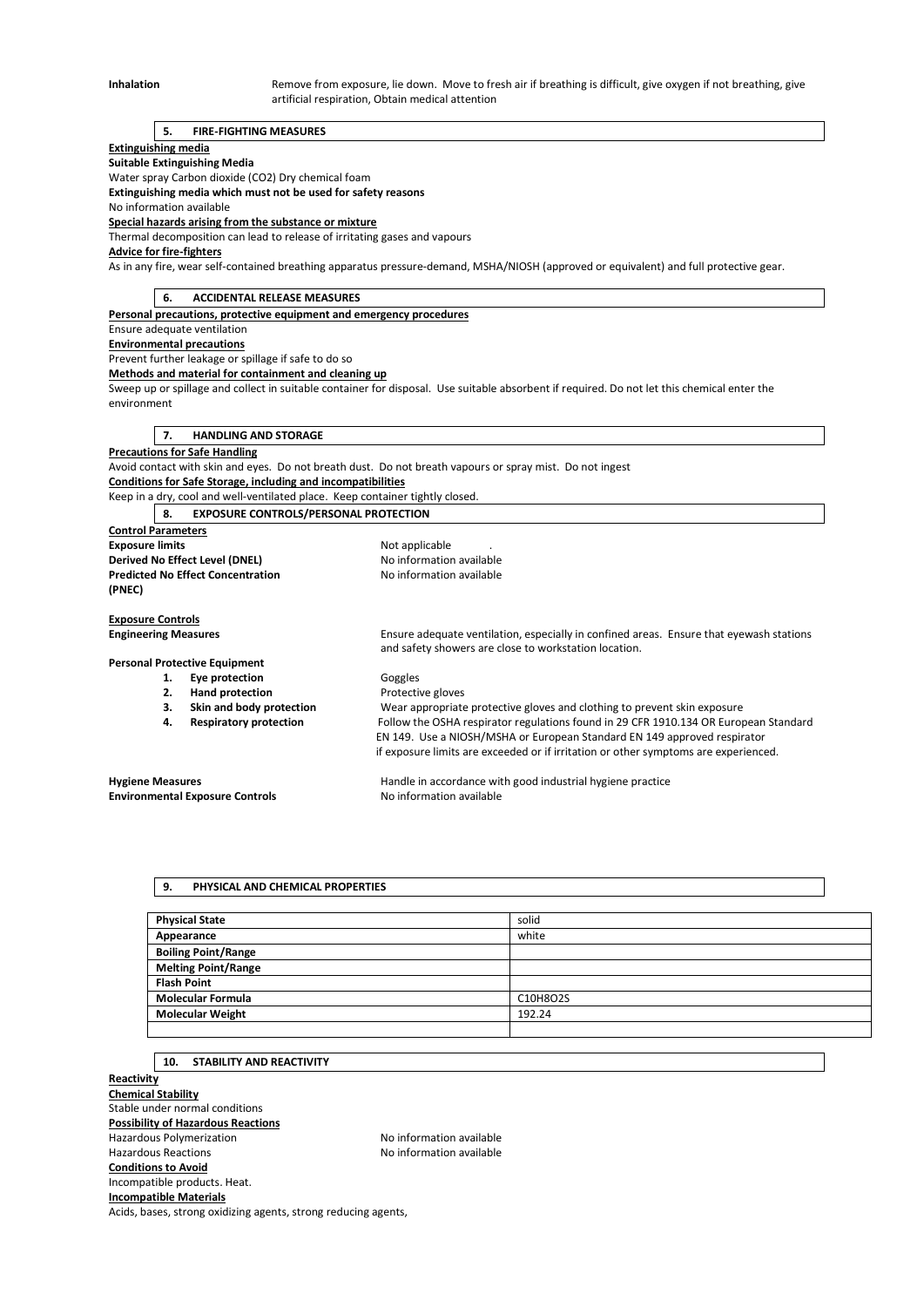**Inhalation** Remove from exposure, lie down. Move to fresh air if breathing is difficult, give oxygen if not breathing, give artificial respiration, Obtain medical attention

## 5. FIRE-FIGHTING MEASURES

**Extinguishing media**

**Suitable Extinguishing Media**

Water spray Carbon dioxide ($CO_2$) Dry chemical foam

**Extinguishing media which must not be used for safety reasons**

No information available

**Special hazards arising from the substance or mixture**

Thermal decomposition can lead to release of irritating gases and vapours

**Advice for fire-fighters**

As in any fire, wear self-contained breathing apparatus pressure-demand, MSHA/NIOSH (approved or equivalent) and full protective gear.

## 6. ACCIDENTAL RELEASE MEASURES

**Personal precautions, protective equipment and emergency procedures**

Ensure adequate ventilation

**Environmental precautions**

Prevent further leakage or spillage if safe to do so

**Methods and material for containment and cleaning up**

Sweep up or spillage and collect in suitable container for disposal. Use suitable absorbent if required. Do not let this chemical enter the environment

## 7. HANDLING AND STORAGE

**Precautions for Safe Handling**

Avoid contact with skin and eyes. Do not breath dust. Do not breath vapours or spray mist. Do not ingest

**Conditions for Safe Storage, including and incompatibilities**

Keep in a dry, cool and well-ventilated place. Keep container tightly closed.

## 8. EXPOSURE CONTROLS/PERSONAL PROTECTION

**Control Parameters**

**Exposure limits** Not applicable .

**Derived No Effect Level (DNEL)** No information available

**Predicted No Effect Concentration (PNEC)** No information available

**Exposure Controls**

**Engineering Measures** Ensure adequate ventilation, especially in confined areas. Ensure that eyewash stations and safety showers are close to workstation location.

**Personal Protective Equipment**

1. **Eye protection** Goggles
2. **Hand protection** Protective gloves
3. **Skin and body protection** Wear appropriate protective gloves and clothing to prevent skin exposure
4. **Respiratory protection** Follow the OSHA respirator regulations found in 29 CFR 1910.134 OR European Standard EN 149. Use a NIOSH/MSHA or European Standard EN 149 approved respirator if exposure limits are exceeded or if irritation or other symptoms are experienced.

**Hygiene Measures** Handle in accordance with good industrial hygiene practice

**Environmental Exposure Controls** No information available

## 9. PHYSICAL AND CHEMICAL PROPERTIES

| | |
|---|---|
| **Physical State** | solid |
| **Appearance** | white |
| **Boiling Point/Range** | |
| **Melting Point/Range** | |
| **Flash Point** | |
| **Molecular Formula** | $C_{10}H_8O_2S$ |
| **Molecular Weight** | 192.24 |
| | |

## 10. STABILITY AND REACTIVITY

**Reactivity**

**Chemical Stability**

Stable under normal conditions

**Possibility of Hazardous Reactions**

Hazardous Polymerization No information available

Hazardous Reactions No information available

**Conditions to Avoid**

Incompatible products. Heat.

**Incompatible Materials**

Acids, bases, strong oxidizing agents, strong reducing agents,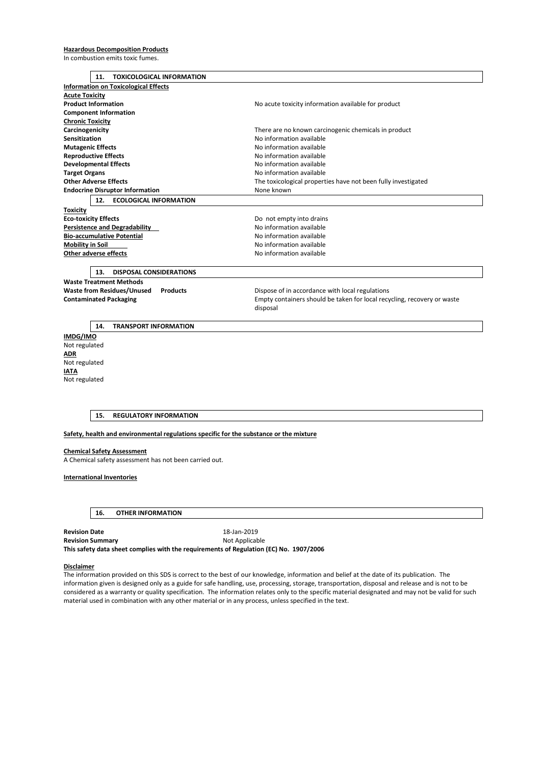**Hazardous Decomposition Products**

In combustion emits toxic fumes.

## 11. TOXICOLOGICAL INFORMATION

**Information on Toxicological Effects**

**Acute Toxicity**

| | |
|---|---|
| **Product Information** | No acute toxicity information available for product |
| **Component Information** | |

**Chronic Toxicity**

| | |
|---|---|
| **Carcinogenicity** | There are no known carcinogenic chemicals in product |
| **Sensitization** | No information available |
| **Mutagenic Effects** | No information available |
| **Reproductive Effects** | No information available |
| **Developmental Effects** | No information available |
| **Target Organs** | No information available |
| **Other Adverse Effects** | The toxicological properties have not been fully investigated |
| **Endocrine Disruptor Information** | None known |

## 12. ECOLOGICAL INFORMATION

**Toxicity**

| | |
|---|---|
| **Eco-toxicity Effects** | Do not empty into drains |
| **Persistence and Degradability** | No information available |
| **Bio-accumulative Potential** | No information available |
| **Mobility in Soil** | No information available |
| **Other adverse effects** | No information available |

## 13. DISPOSAL CONSIDERATIONS

**Waste Treatment Methods**

| | |
|---|---|
| **Waste from Residues/Unused Products** | Dispose of in accordance with local regulations |
| **Contaminated Packaging** | Empty containers should be taken for local recycling, recovery or waste disposal |

## 14. TRANSPORT INFORMATION

**IMDG/IMO**

Not regulated

**ADR**

Not regulated

**IATA**

Not regulated

## 15. REGULATORY INFORMATION

**Safety, health and environmental regulations specific for the substance or the mixture**

**Chemical Safety Assessment**

A Chemical safety assessment has not been carried out.

**International Inventories**

## 16. OTHER INFORMATION

**Revision Date** 18-Jan-2019

**Revision Summary** Not Applicable

**This safety data sheet complies with the requirements of Regulation (EC) No. 1907/2006**

**Disclaimer**

The information provided on this SDS is correct to the best of our knowledge, information and belief at the date of its publication. The information given is designed only as a guide for safe handling, use, processing, storage, transportation, disposal and release and is not to be considered as a warranty or quality specification. The information relates only to the specific material designated and may not be valid for such material used in combination with any other material or in any process, unless specified in the text.